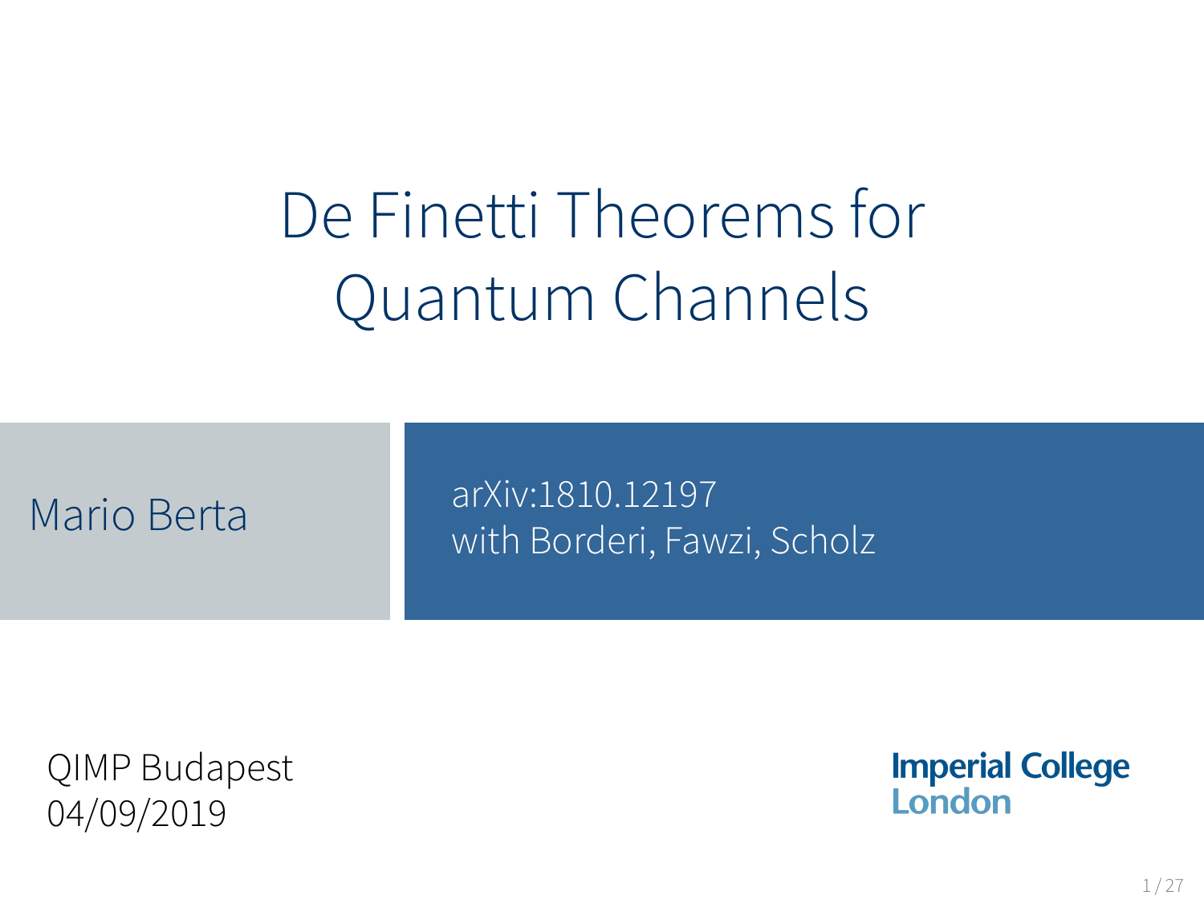# De Finetti Theorems for Quantum Channels

Mario Berta

arXiv:1810.12197
with Borderi, Fawzi, Scholz

QIMP Budapest
04/09/2019

Imperial College London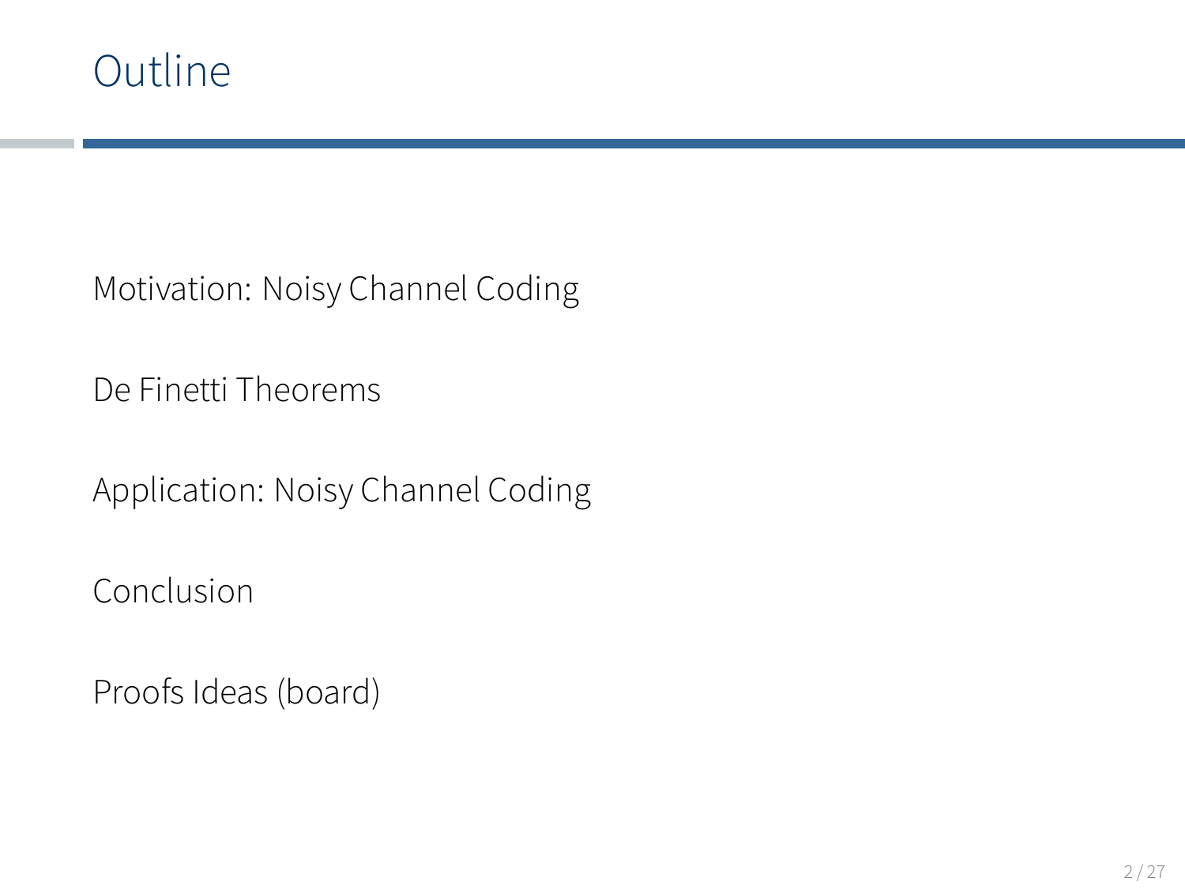# Outline

Motivation: Noisy Channel Coding

De Finetti Theorems

Application: Noisy Channel Coding

Conclusion

Proofs Ideas (board)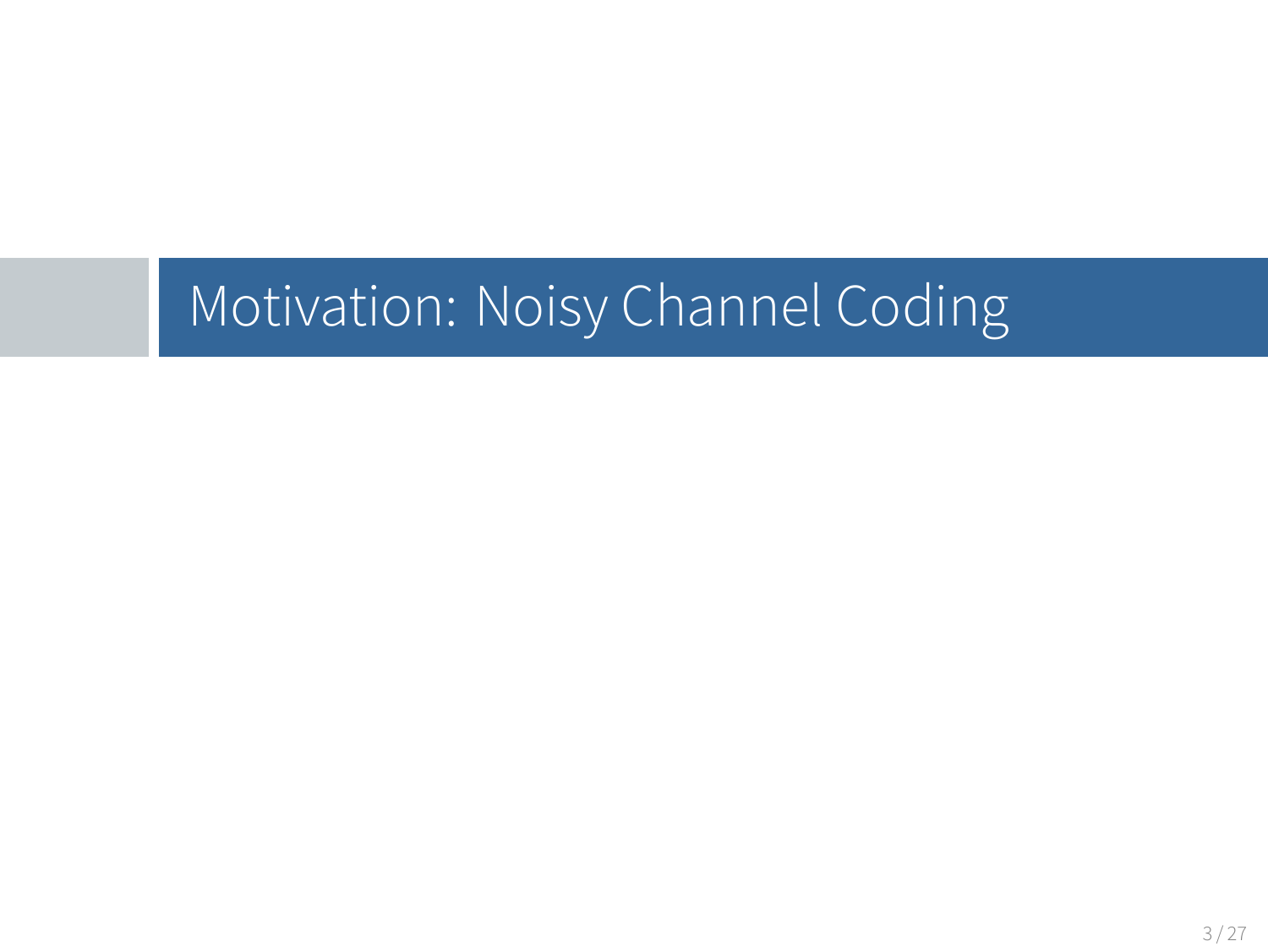# Motivation: Noisy Channel Coding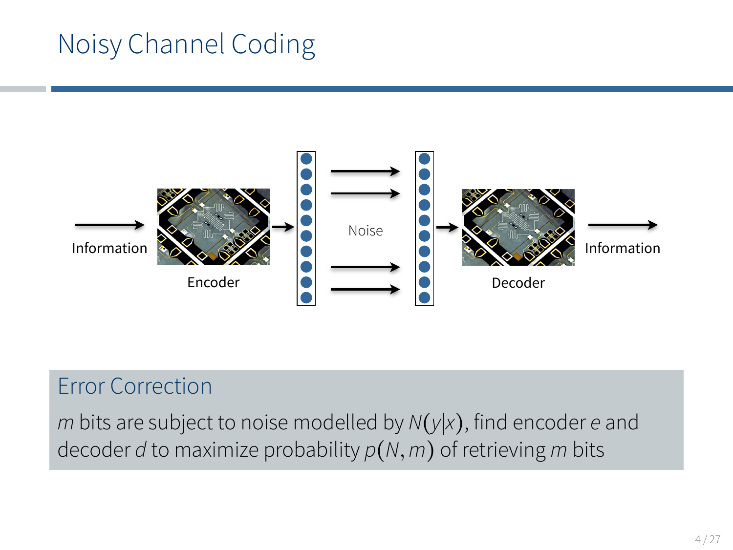# Noisy Channel Coding

Information

Encoder

Noise

Decoder

Information

## Error Correction

$m$ bits are subject to noise modelled by $N(y|x)$, find encoder $e$ and decoder $d$ to maximize probability $p(N, m)$ of retrieving $m$ bits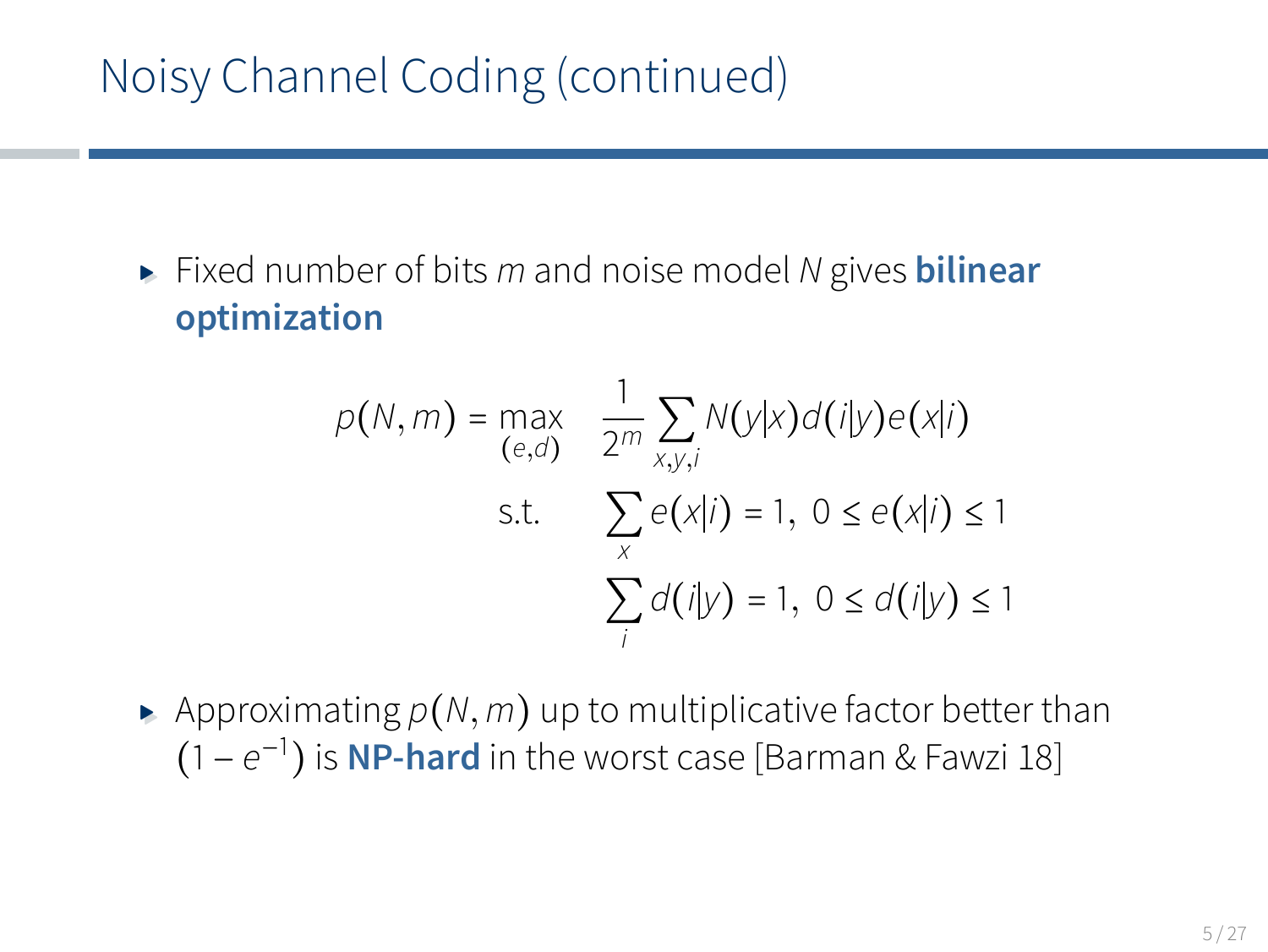# Noisy Channel Coding (continued)

- Fixed number of bits $m$ and noise model $N$ gives **bilinear optimization**

$$
\begin{aligned}
p(N, m) = \max_{(e,d)} \quad & \frac{1}{2^m} \sum_{x,y,i} N(y|x) d(i|y) e(x|i) \\
\text{s.t.} \quad & \sum_x e(x|i) = 1,\ 0 \le e(x|i) \le 1 \\
& \sum_i d(i|y) = 1,\ 0 \le d(i|y) \le 1
\end{aligned}
$$

- Approximating $p(N, m)$ up to multiplicative factor better than $(1 - e^{-1})$ is **NP-hard** in the worst case [Barman & Fawzi 18]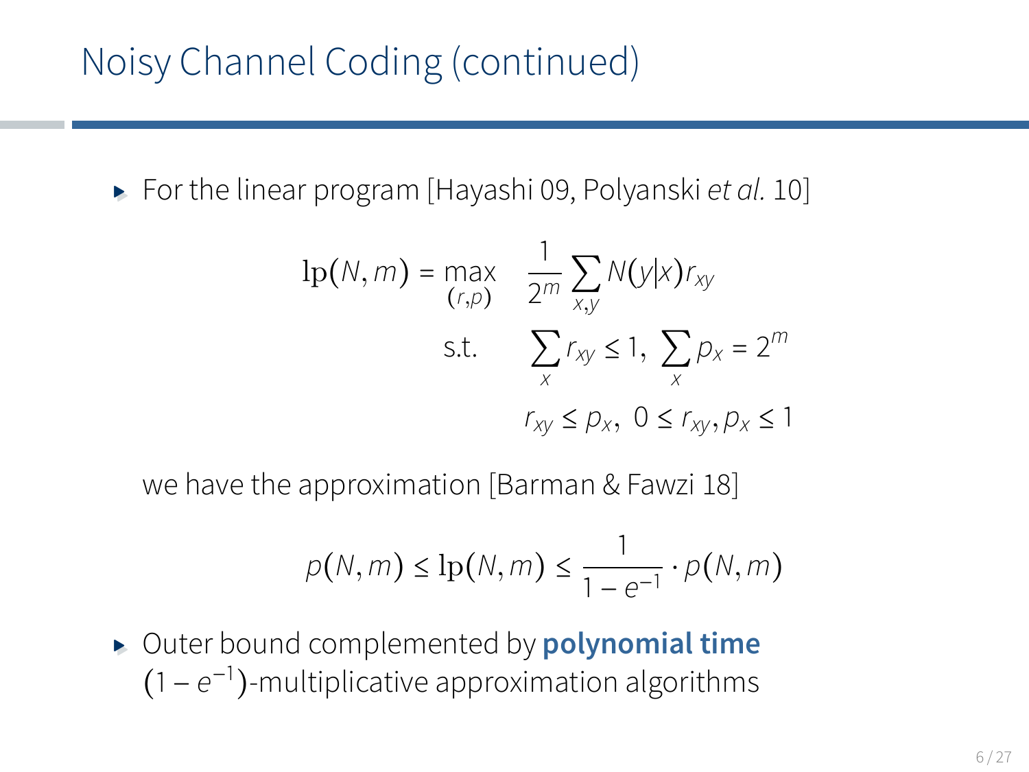# Noisy Channel Coding (continued)

- For the linear program [Hayashi 09, Polyanski *et al.* 10]

$$
\begin{aligned}
\mathrm{lp}(N, m) = \max_{(r,p)} \quad & \frac{1}{2^m} \sum_{x,y} N(y|x) r_{xy} \\
\text{s.t.} \quad & \sum_x r_{xy} \leq 1, \; \sum_x p_x = 2^m \\
& r_{xy} \leq p_x, \; 0 \leq r_{xy}, p_x \leq 1
\end{aligned}
$$

  we have the approximation [Barman & Fawzi 18]

$$
p(N, m) \leq \mathrm{lp}(N, m) \leq \frac{1}{1 - e^{-1}} \cdot p(N, m)
$$

- Outer bound complemented by **polynomial time** $(1 - e^{-1})$-multiplicative approximation algorithms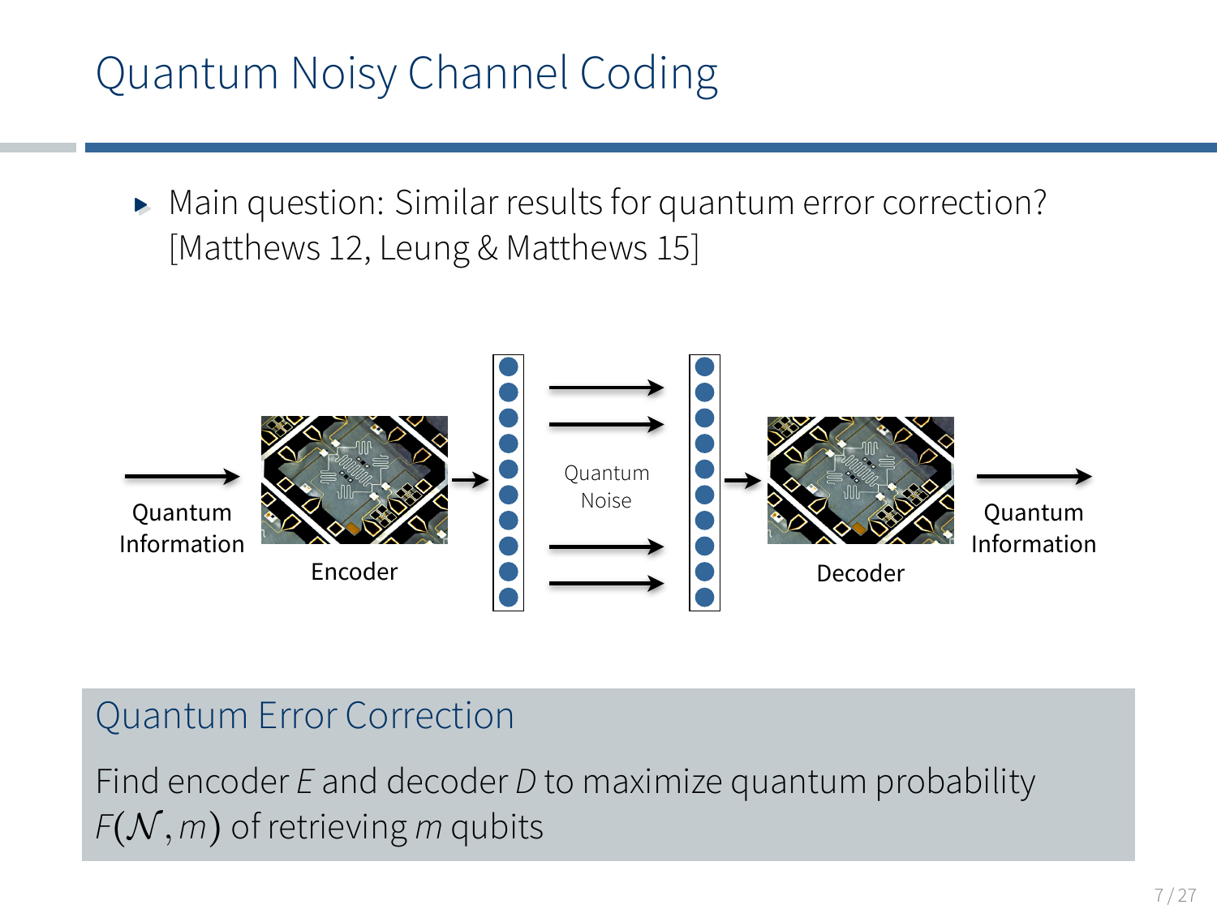# Quantum Noisy Channel Coding

- Main question: Similar results for quantum error correction? [Matthews 12, Leung & Matthews 15]

Quantum Information → Encoder → Quantum Noise → Decoder → Quantum Information

## Quantum Error Correction

Find encoder $E$ and decoder $D$ to maximize quantum probability $F(\mathcal{N}, m)$ of retrieving $m$ qubits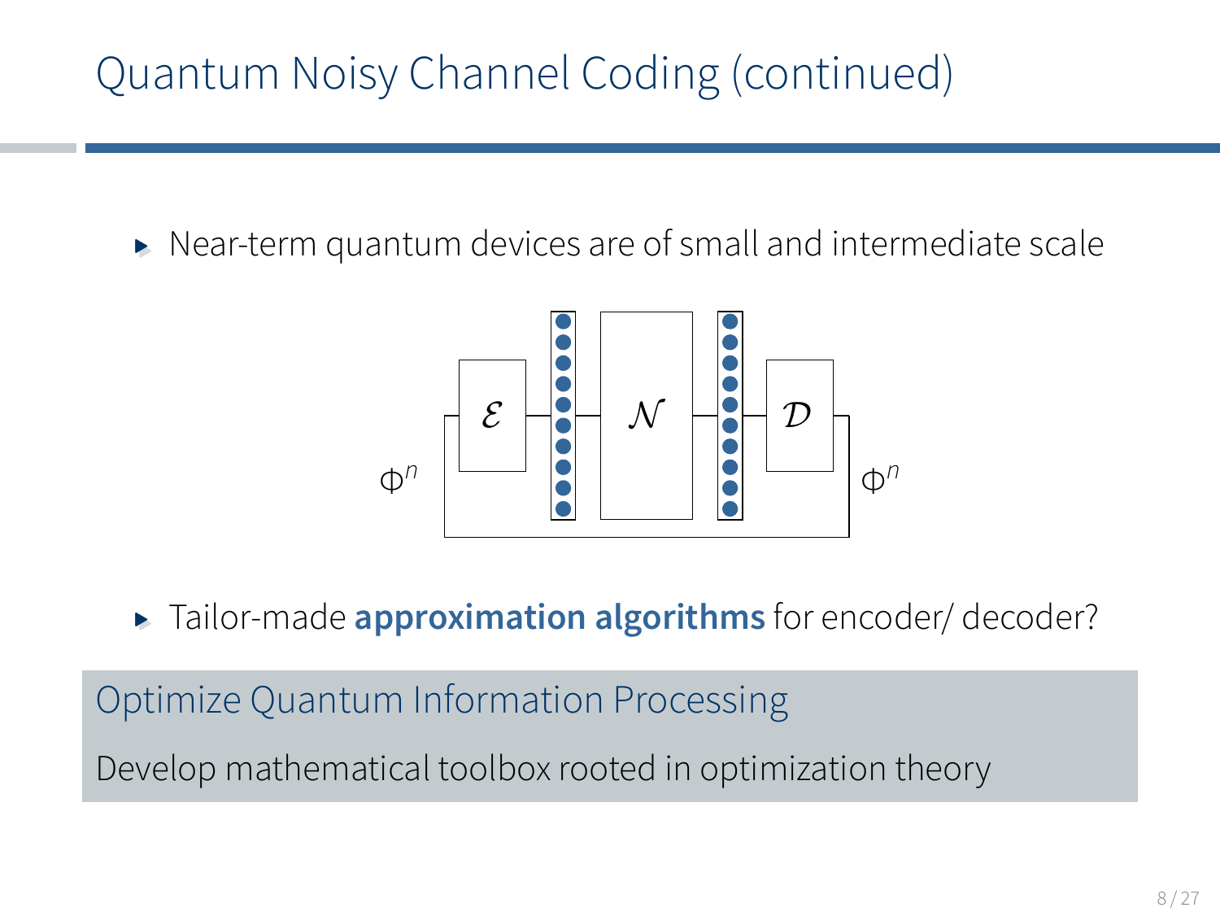# Quantum Noisy Channel Coding (continued)

- Near-term quantum devices are of small and intermediate scale

$\Phi^n$ $\mathcal{E}$ $\mathcal{N}$ $\mathcal{D}$ $\Phi^n$

- Tailor-made **approximation algorithms** for encoder/ decoder?

## Optimize Quantum Information Processing

Develop mathematical toolbox rooted in optimization theory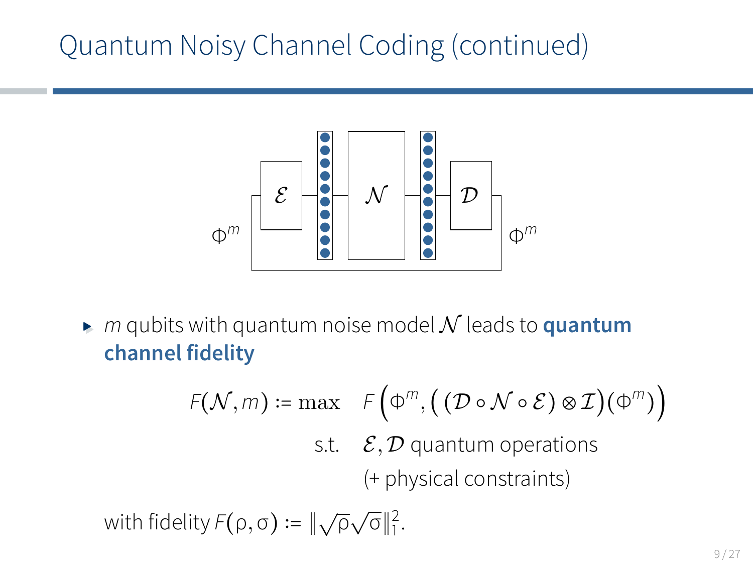# Quantum Noisy Channel Coding (continued)

- $m$ qubits with quantum noise model $\mathcal{N}$ leads to **quantum channel fidelity**

$$
\begin{aligned}
F(\mathcal{N}, m) := \max \quad & F\Big(\Phi^m, \big( (\mathcal{D} \circ \mathcal{N} \circ \mathcal{E}) \otimes \mathcal{I} \big)(\Phi^m)\Big) \\
\text{s.t.} \quad & \mathcal{E}, \mathcal{D} \text{ quantum operations} \\
& \text{(+ physical constraints)}
\end{aligned}
$$

with fidelity $F(\rho, \sigma) := \|\sqrt{\rho}\sqrt{\sigma}\|_1^2$.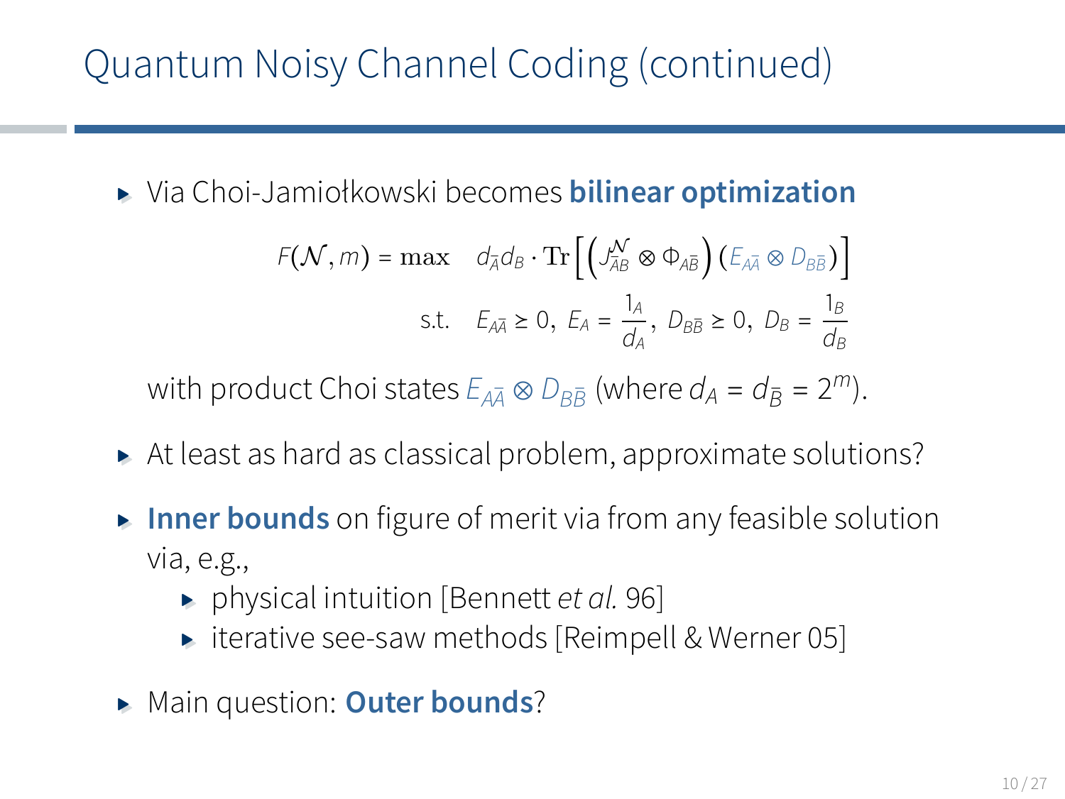# Quantum Noisy Channel Coding (continued)

- Via Choi-Jamiołkowski becomes **bilinear optimization**

$$F(\mathcal{N}, m) = \max \quad d_{\bar{A}} d_B \cdot \mathrm{Tr}\left[\left(J^{\mathcal{N}}_{\bar{A}B} \otimes \Phi_{A\bar{B}}\right)\left(E_{A\bar{A}} \otimes D_{B\bar{B}}\right)\right]$$

$$\text{s.t.} \quad E_{A\bar{A}} \geq 0,\ E_A = \frac{1_A}{d_A},\ D_{B\bar{B}} \geq 0,\ D_B = \frac{1_B}{d_B}$$

  with product Choi states $E_{A\bar{A}} \otimes D_{B\bar{B}}$ (where $d_A = d_{\bar{B}} = 2^m$).

- At least as hard as classical problem, approximate solutions?
- **Inner bounds** on figure of merit via from any feasible solution via, e.g.,
  - physical intuition [Bennett *et al.* 96]
  - iterative see-saw methods [Reimpell & Werner 05]
- Main question: **Outer bounds**?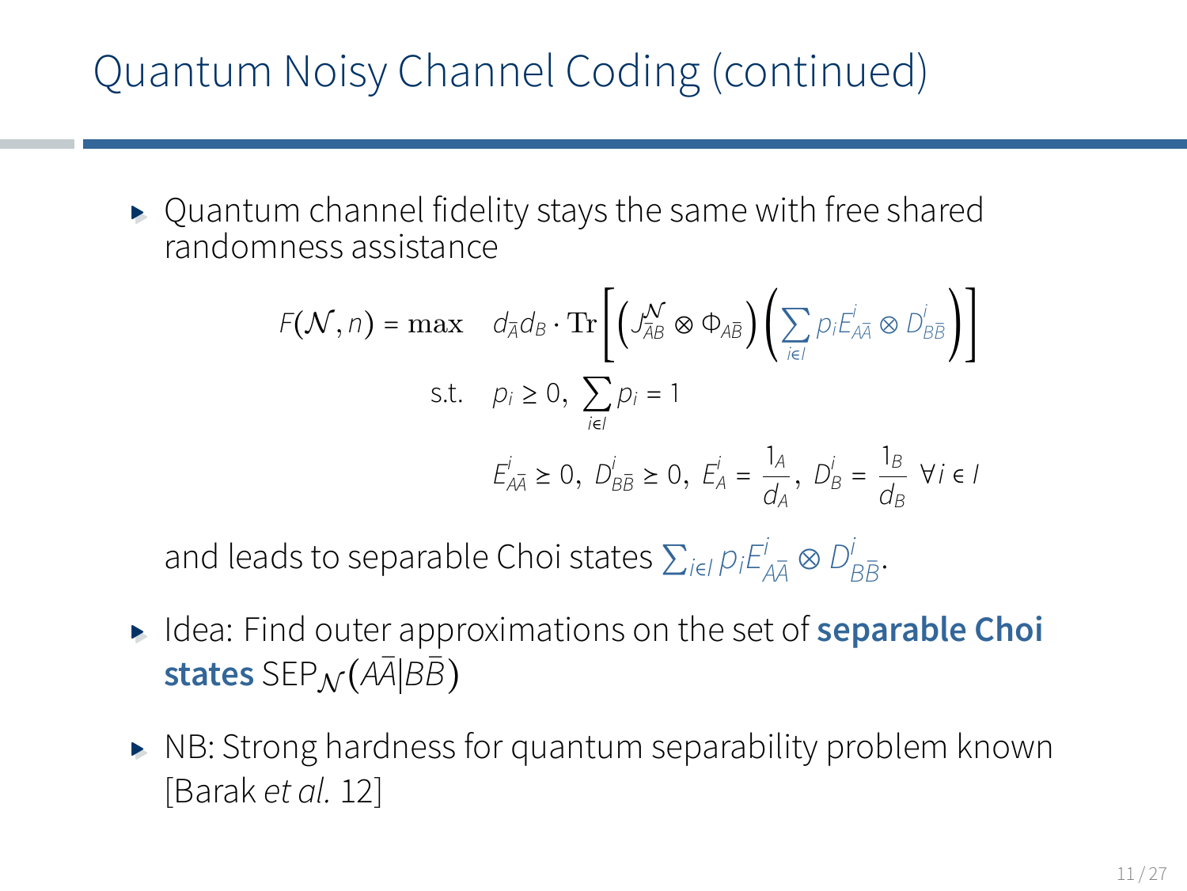# Quantum Noisy Channel Coding (continued)

- Quantum channel fidelity stays the same with free shared randomness assistance

$$
\begin{aligned}
F(\mathcal{N}, n) = \max \quad & d_{\bar{A}} d_B \cdot \mathrm{Tr}\left[\left(J^{\mathcal{N}}_{\bar{A}B} \otimes \Phi_{A\bar{B}}\right)\left(\sum_{i\in I} p_i E^i_{A\bar{A}} \otimes D^i_{B\bar{B}}\right)\right] \\
\text{s.t.} \quad & p_i \geq 0,\ \sum_{i\in I} p_i = 1 \\
& E^i_{A\bar{A}} \geq 0,\ D^i_{B\bar{B}} \geq 0,\ E^i_A = \frac{1_A}{d_A},\ D^i_B = \frac{1_B}{d_B}\ \forall i \in I
\end{aligned}
$$

  and leads to separable Choi states $\sum_{i\in I} p_i E^i_{A\bar{A}} \otimes D^i_{B\bar{B}}$.

- Idea: Find outer approximations on the set of **separable Choi states** $\mathrm{SEP}_{\mathcal{N}}(A\bar{A}|B\bar{B})$

- NB: Strong hardness for quantum separability problem known [Barak *et al.* 12]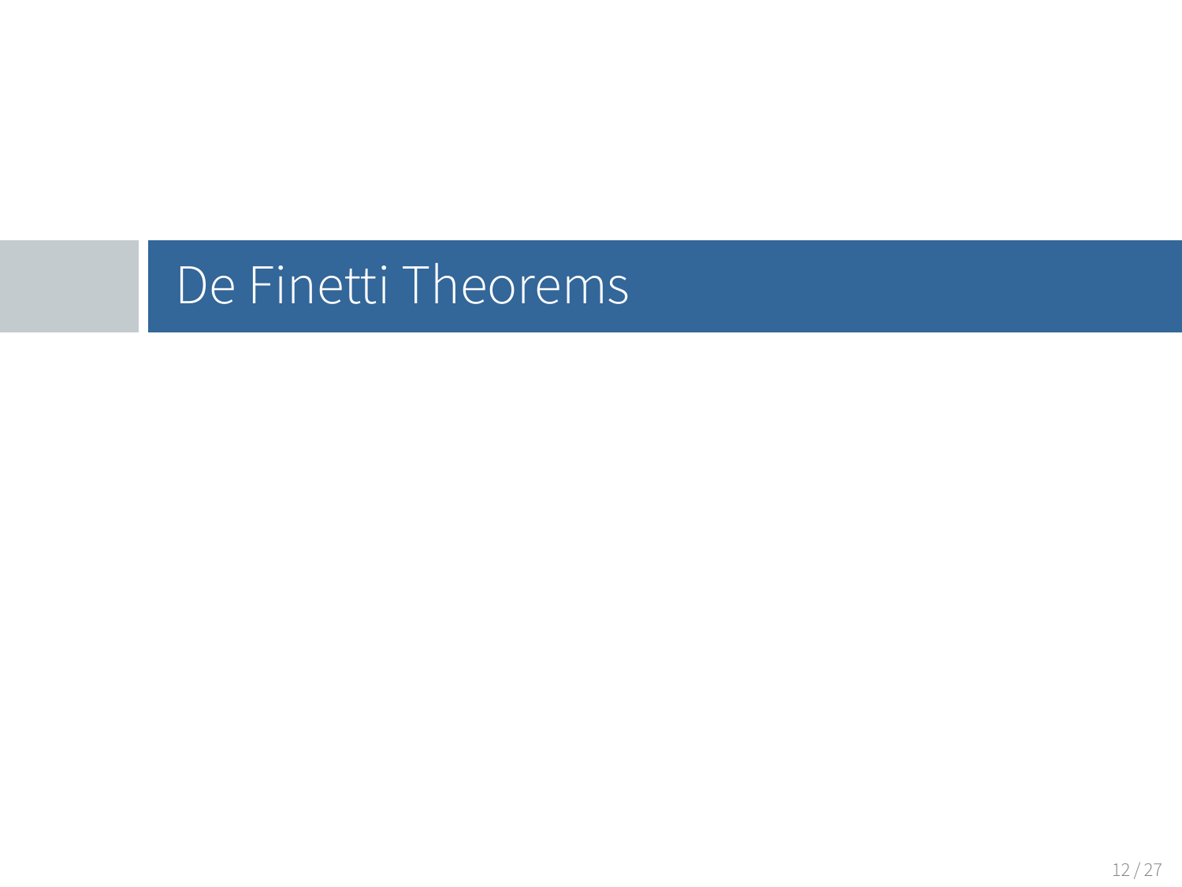# De Finetti Theorems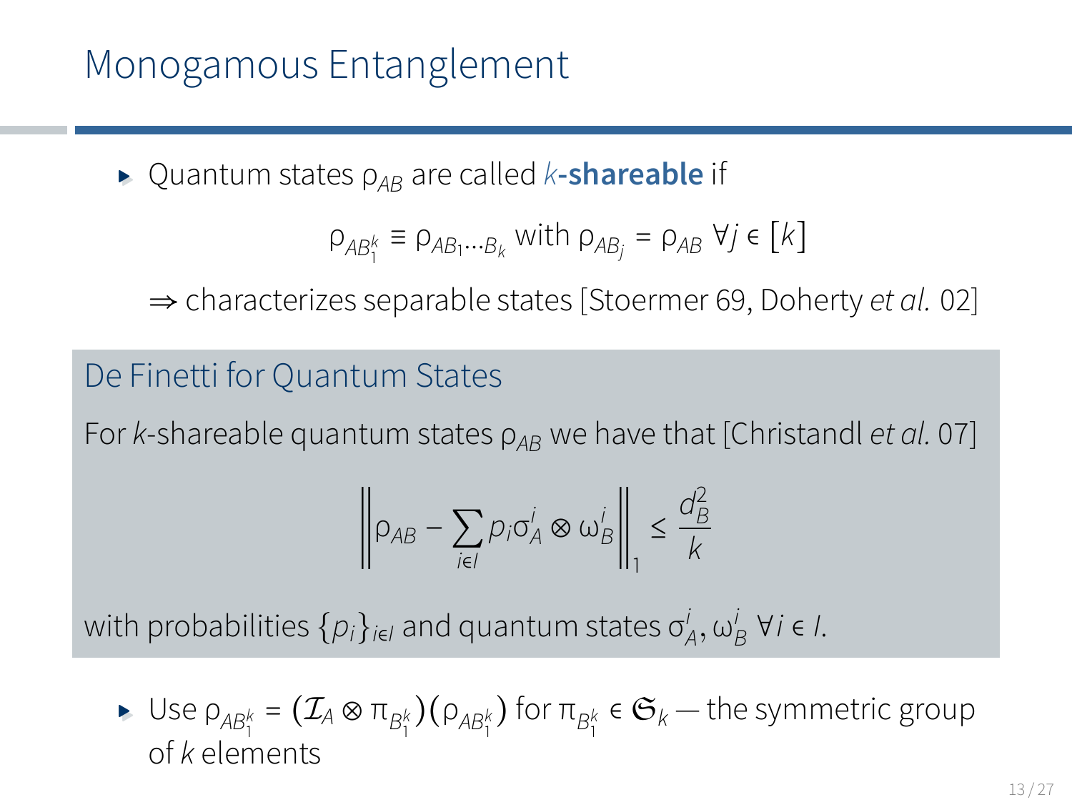# Monogamous Entanglement

- Quantum states $\rho_{AB}$ are called *k*-**shareable** if

$$\rho_{AB_1^k} \equiv \rho_{AB_1 \ldots B_k} \text{ with } \rho_{AB_j} = \rho_{AB} \ \forall j \in [k]$$

  $\Rightarrow$ characterizes separable states [Stoermer 69, Doherty *et al.* 02]

### De Finetti for Quantum States

For $k$-shareable quantum states $\rho_{AB}$ we have that [Christandl *et al.* 07]

$$\left\| \rho_{AB} - \sum_{i \in I} p_i \sigma_A^i \otimes \omega_B^i \right\|_1 \leq \frac{d_B^2}{k}$$

with probabilities $\{p_i\}_{i \in I}$ and quantum states $\sigma_A^i, \omega_B^i \ \forall i \in I$.

- Use $\rho_{AB_1^k} = (\mathcal{I}_A \otimes \pi_{B_1^k})(\rho_{AB_1^k})$ for $\pi_{B_1^k} \in \mathfrak{S}_k$ — the symmetric group of $k$ elements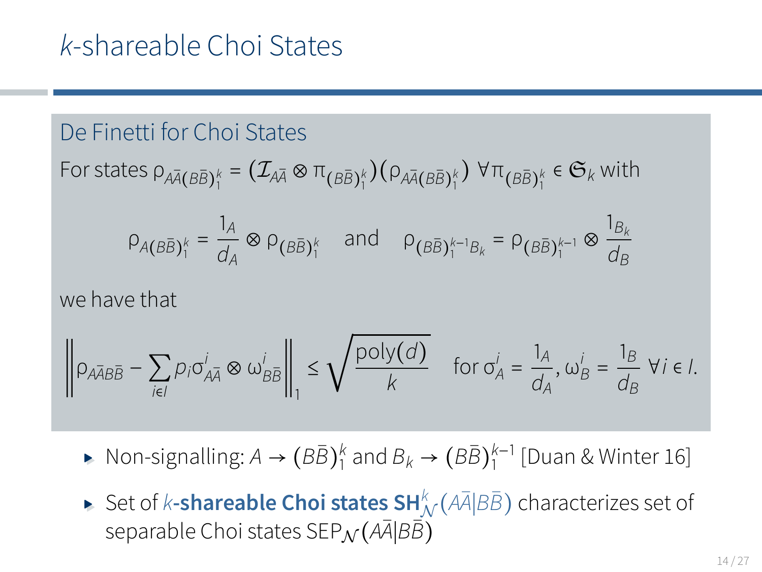# $k$-shareable Choi States

## De Finetti for Choi States

For states $\rho_{A\bar{A}(B\bar{B})_1^k} = (\mathcal{I}_{A\bar{A}} \otimes \pi_{(B\bar{B})_1^k})(\rho_{A\bar{A}(B\bar{B})_1^k})$ $\forall \pi_{(B\bar{B})_1^k} \in \mathfrak{S}_k$ with

$$\rho_{A(B\bar{B})_1^k} = \frac{1_A}{d_A} \otimes \rho_{(B\bar{B})_1^k} \quad \text{and} \quad \rho_{(B\bar{B})_1^{k-1}B_k} = \rho_{(B\bar{B})_1^{k-1}} \otimes \frac{1_{B_k}}{d_B}$$

we have that

$$\left\| \rho_{A\bar{A}B\bar{B}} - \sum_{i \in I} p_i \sigma^i_{A\bar{A}} \otimes \omega^i_{B\bar{B}} \right\|_1 \leq \sqrt{\frac{\text{poly}(d)}{k}} \quad \text{for } \sigma^i_A = \frac{1_A}{d_A}, \omega^i_B = \frac{1_B}{d_B} \ \forall i \in I.$$

- Non-signalling: $A \to (B\bar{B})_1^k$ and $B_k \to (B\bar{B})_1^{k-1}$ [Duan & Winter 16]
- Set of $k$**-shareable Choi states** $\mathbf{SH}^k_{\mathcal{N}}(A\bar{A}|B\bar{B})$ characterizes set of separable Choi states $\text{SEP}_{\mathcal{N}}(A\bar{A}|B\bar{B})$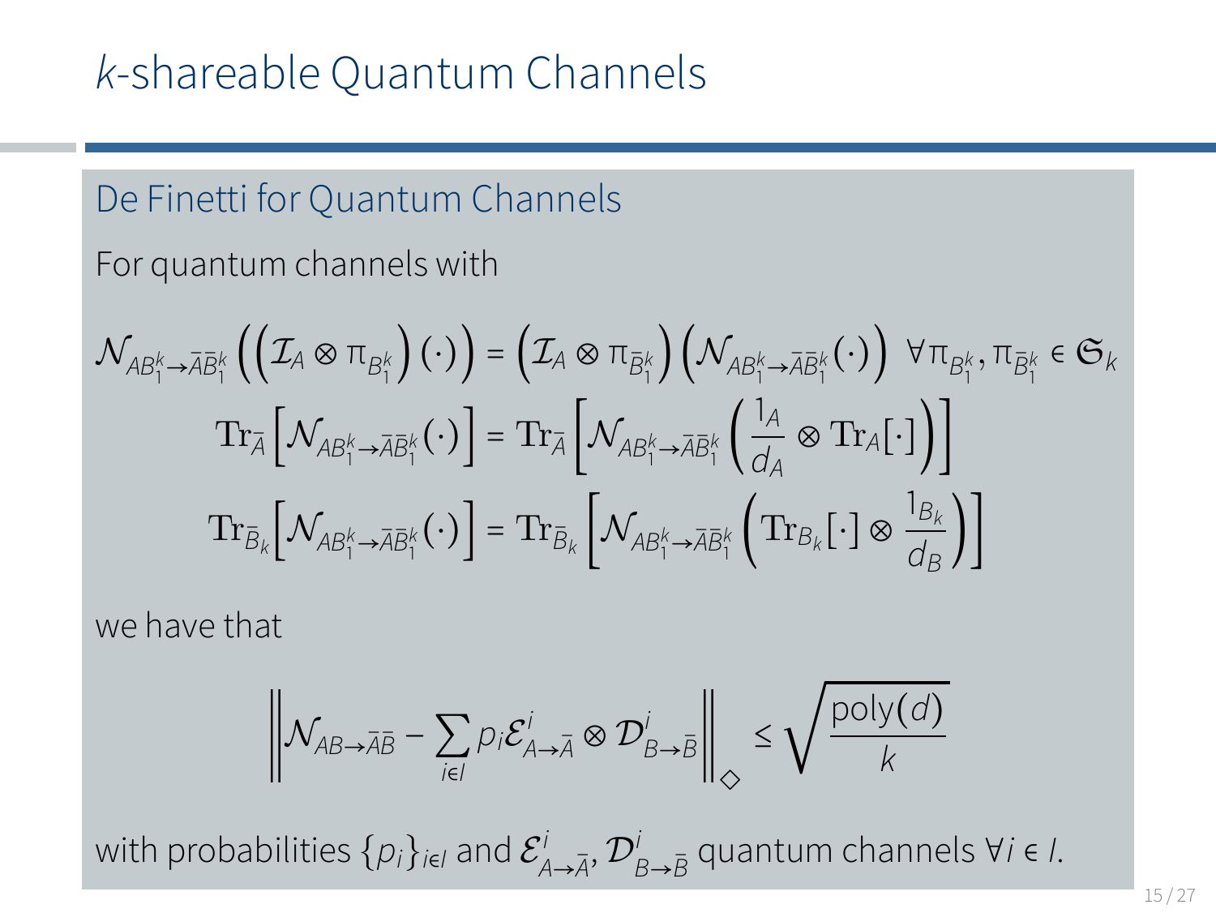# $k$-shareable Quantum Channels

## De Finetti for Quantum Channels

For quantum channels with

$$\mathcal{N}_{AB_1^k \to \bar{A}\bar{B}_1^k}\left(\left(\mathcal{I}_A \otimes \pi_{B_1^k}\right)(\cdot)\right) = \left(\mathcal{I}_A \otimes \pi_{\bar{B}_1^k}\right)\left(\mathcal{N}_{AB_1^k \to \bar{A}\bar{B}_1^k}(\cdot)\right) \;\; \forall \pi_{B_1^k}, \pi_{\bar{B}_1^k} \in \mathfrak{S}_k$$

$$\mathrm{Tr}_{\bar{A}}\left[\mathcal{N}_{AB_1^k \to \bar{A}\bar{B}_1^k}(\cdot)\right] = \mathrm{Tr}_{\bar{A}}\left[\mathcal{N}_{AB_1^k \to \bar{A}\bar{B}_1^k}\left(\frac{1_A}{d_A} \otimes \mathrm{Tr}_A[\cdot]\right)\right]$$

$$\mathrm{Tr}_{\bar{B}_k}\left[\mathcal{N}_{AB_1^k \to \bar{A}\bar{B}_1^k}(\cdot)\right] = \mathrm{Tr}_{\bar{B}_k}\left[\mathcal{N}_{AB_1^k \to \bar{A}\bar{B}_1^k}\left(\mathrm{Tr}_{B_k}[\cdot] \otimes \frac{1_{B_k}}{d_B}\right)\right]$$

we have that

$$\left\| \mathcal{N}_{AB \to \bar{A}\bar{B}} - \sum_{i \in I} p_i \mathcal{E}^i_{A \to \bar{A}} \otimes \mathcal{D}^i_{B \to \bar{B}} \right\|_{\diamond} \leq \sqrt{\frac{\mathrm{poly}(d)}{k}}$$

with probabilities $\{p_i\}_{i \in I}$ and $\mathcal{E}^i_{A \to \bar{A}}, \mathcal{D}^i_{B \to \bar{B}}$ quantum channels $\forall i \in I$.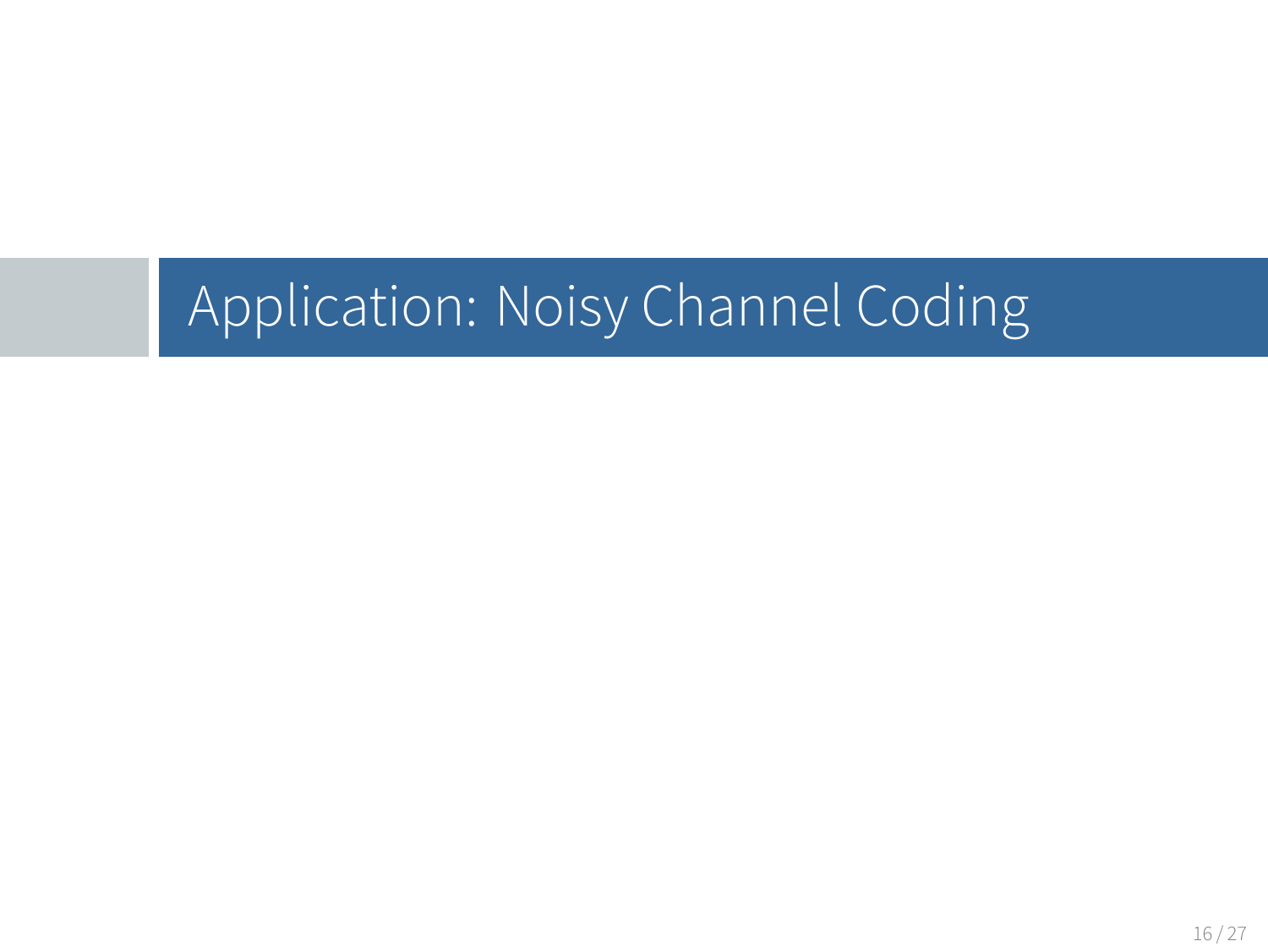# Application: Noisy Channel Coding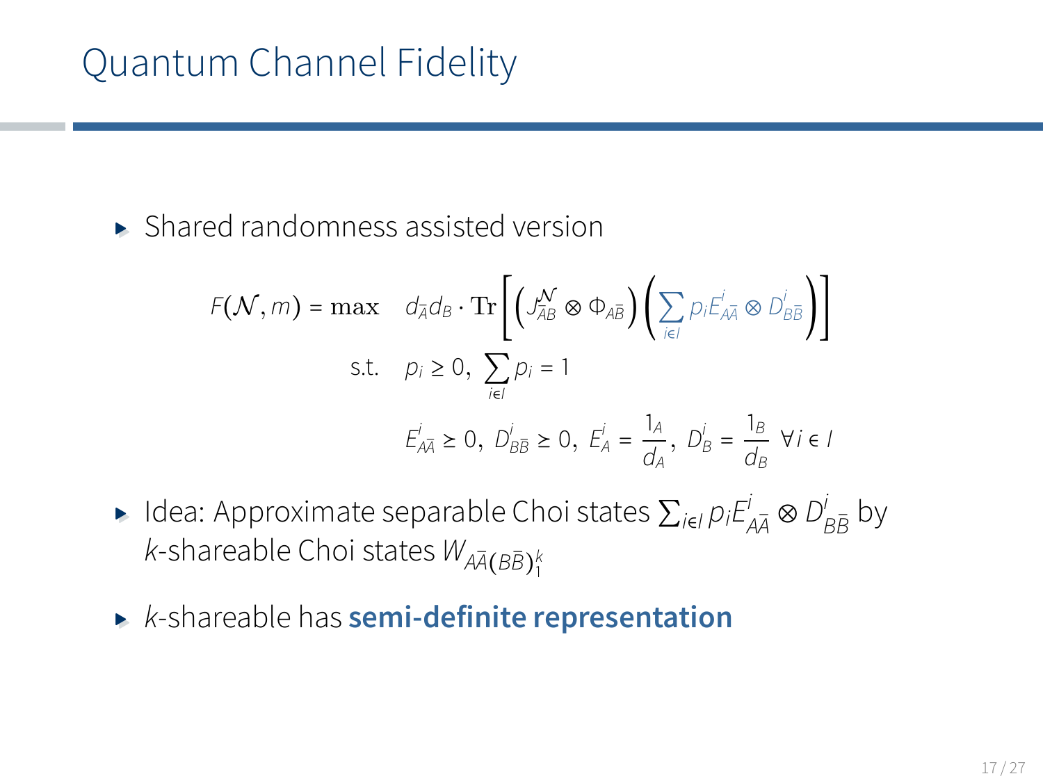# Quantum Channel Fidelity

- Shared randomness assisted version

$$
\begin{aligned}
F(\mathcal{N}, m) = \max \quad & d_{\bar{A}} d_B \cdot \mathrm{Tr}\left[\left(J^{\mathcal{N}}_{\bar{A}B} \otimes \Phi_{A\bar{B}}\right)\left(\sum_{i \in I} p_i E^i_{A\bar{A}} \otimes D^i_{B\bar{B}}\right)\right] \\
\text{s.t.} \quad & p_i \geq 0, \ \sum_{i \in I} p_i = 1 \\
& E^i_{A\bar{A}} \geq 0, \ D^i_{B\bar{B}} \geq 0, \ E^i_A = \frac{1_A}{d_A}, \ D^i_B = \frac{1_B}{d_B} \ \forall i \in I
\end{aligned}
$$

- Idea: Approximate separable Choi states $\sum_{i \in I} p_i E^i_{A\bar{A}} \otimes D^i_{B\bar{B}}$ by $k$-shareable Choi states $W_{A\bar{A}(B\bar{B})^k_1}$

- $k$-shareable has **semi-definite representation**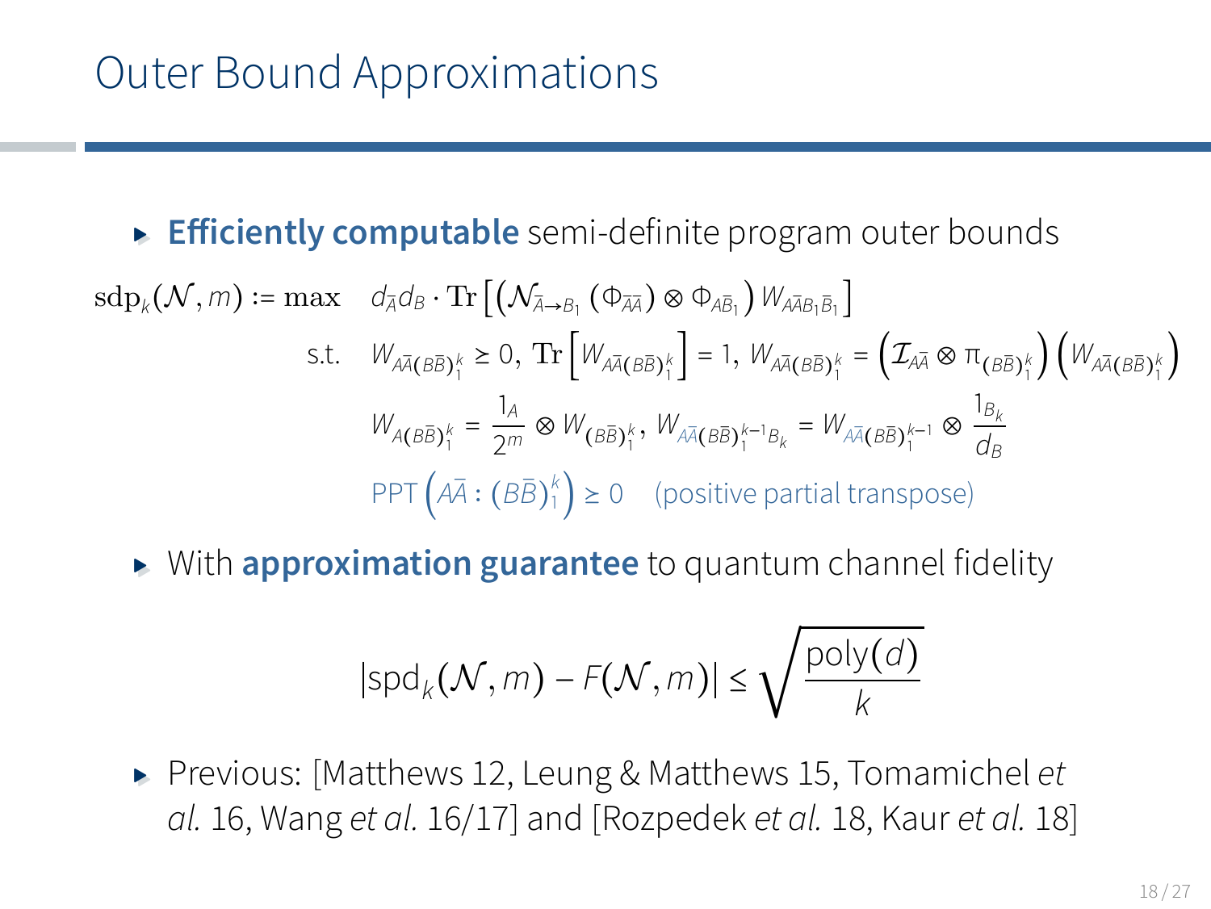# Outer Bound Approximations

- **Efficiently computable** semi-definite program outer bounds

$$
\begin{aligned}
\mathrm{sdp}_k(\mathcal{N}, m) := \max \quad & d_{\bar{A}} d_B \cdot \mathrm{Tr}\left[\left(\mathcal{N}_{\bar{A}\to B_1}\left(\Phi_{\bar{A}\bar{A}}\right) \otimes \Phi_{A\bar{B}_1}\right) W_{A\bar{A}B_1\bar{B}_1}\right] \\
\text{s.t.} \quad & W_{A\bar{A}(B\bar{B})_1^k} \geq 0,\ \mathrm{Tr}\left[W_{A\bar{A}(B\bar{B})_1^k}\right] = 1,\ W_{A\bar{A}(B\bar{B})_1^k} = \left(\mathcal{I}_{A\bar{A}} \otimes \pi_{(B\bar{B})_1^k}\right)\left(W_{A\bar{A}(B\bar{B})_1^k}\right) \\
& W_{A(B\bar{B})_1^k} = \frac{1_A}{2^m} \otimes W_{(B\bar{B})_1^k},\ W_{A\bar{A}(B\bar{B})_1^{k-1}B_k} = W_{A\bar{A}(B\bar{B})_1^{k-1}} \otimes \frac{1_{B_k}}{d_B} \\
& \mathrm{PPT}\left(A\bar{A} : (B\bar{B})_1^k\right) \geq 0 \quad \text{(positive partial transpose)}
\end{aligned}
$$

- With **approximation guarantee** to quantum channel fidelity

$$
|\mathrm{spd}_k(\mathcal{N}, m) - F(\mathcal{N}, m)| \leq \sqrt{\frac{\mathrm{poly}(d)}{k}}
$$

- Previous: [Matthews 12, Leung & Matthews 15, Tomamichel *et al.* 16, Wang *et al.* 16/17] and [Rozpedek *et al.* 18, Kaur *et al.* 18]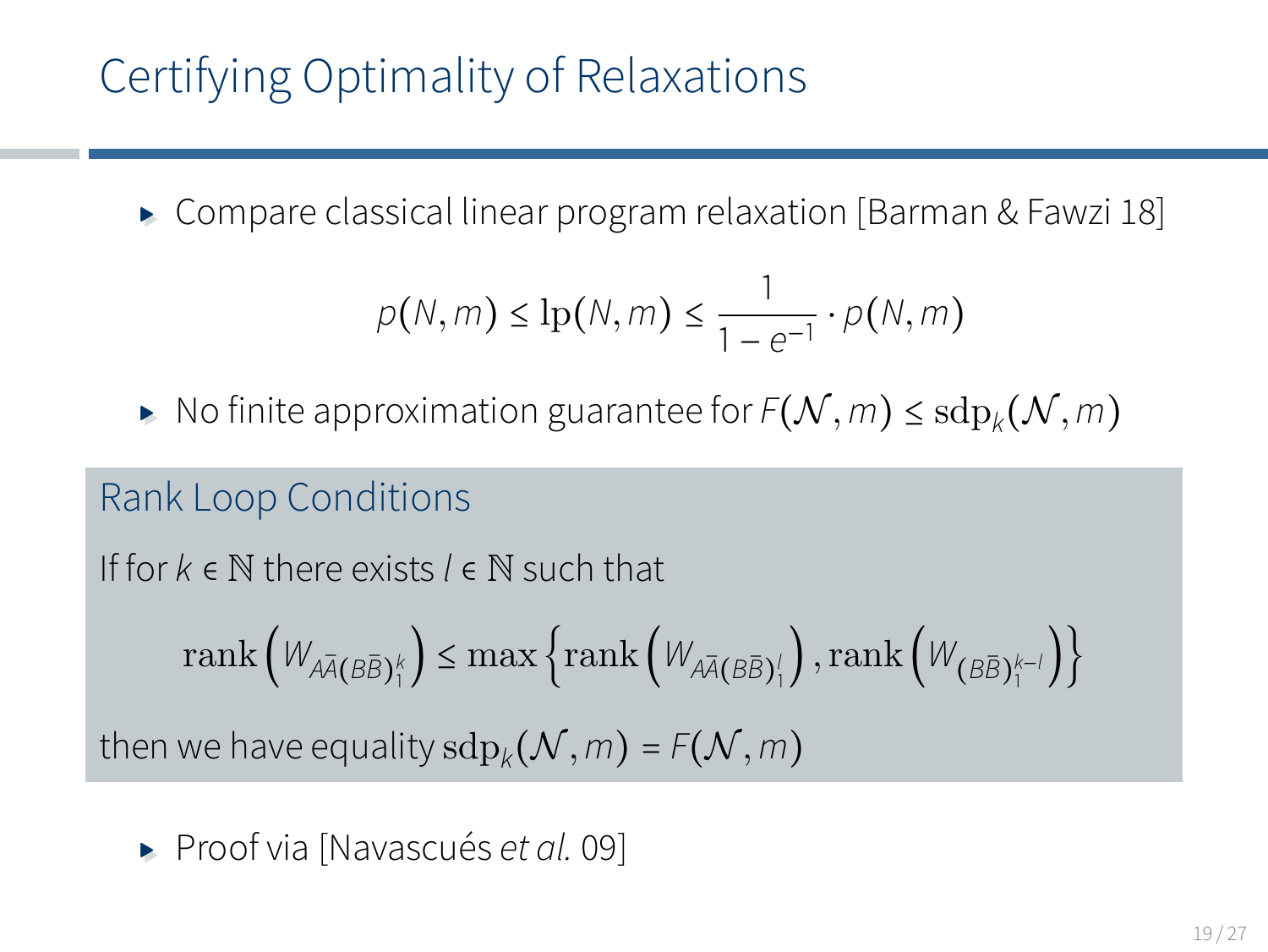# Certifying Optimality of Relaxations

- Compare classical linear program relaxation [Barman & Fawzi 18]

$$p(N,m) \le \mathrm{lp}(N,m) \le \frac{1}{1-e^{-1}} \cdot p(N,m)$$

- No finite approximation guarantee for $F(\mathcal{N},m) \le \mathrm{sdp}_k(\mathcal{N},m)$

### Rank Loop Conditions

If for $k \in \mathbb{N}$ there exists $l \in \mathbb{N}$ such that

$$\mathrm{rank}\left(W_{A\bar{A}(B\bar{B})_1^k}\right) \le \max\left\{\mathrm{rank}\left(W_{A\bar{A}(B\bar{B})_1^l}\right), \mathrm{rank}\left(W_{(B\bar{B})_1^{k-l}}\right)\right\}$$

then we have equality $\mathrm{sdp}_k(\mathcal{N},m) = F(\mathcal{N},m)$

- Proof via [Navascués *et al.* 09]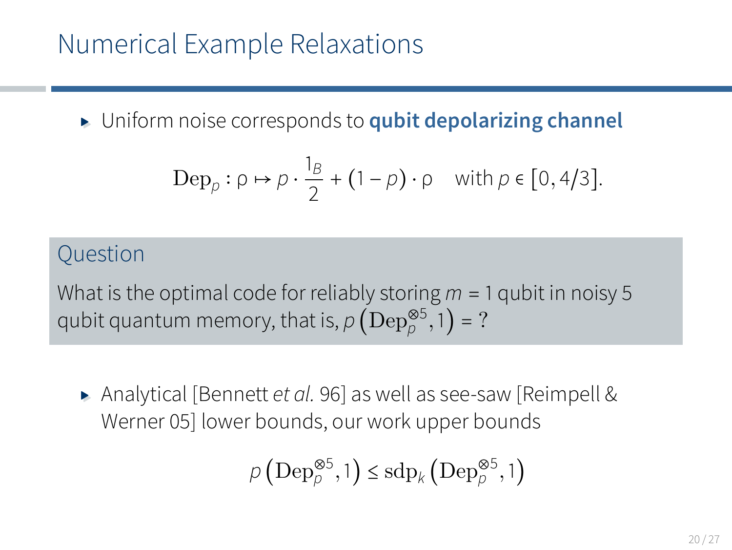# Numerical Example Relaxations

- Uniform noise corresponds to **qubit depolarizing channel**

$$\mathrm{Dep}_p : \rho \mapsto p \cdot \frac{1_B}{2} + (1-p)\cdot \rho \quad \text{with } p \in [0, 4/3].$$

> **Question**
>
> What is the optimal code for reliably storing $m = 1$ qubit in noisy 5 qubit quantum memory, that is, $p\left(\mathrm{Dep}_p^{\otimes 5}, 1\right) = ?$

- Analytical [Bennett *et al.* 96] as well as see-saw [Reimpell & Werner 05] lower bounds, our work upper bounds

$$p\left(\mathrm{Dep}_p^{\otimes 5}, 1\right) \leq \mathrm{sdp}_k\left(\mathrm{Dep}_p^{\otimes 5}, 1\right)$$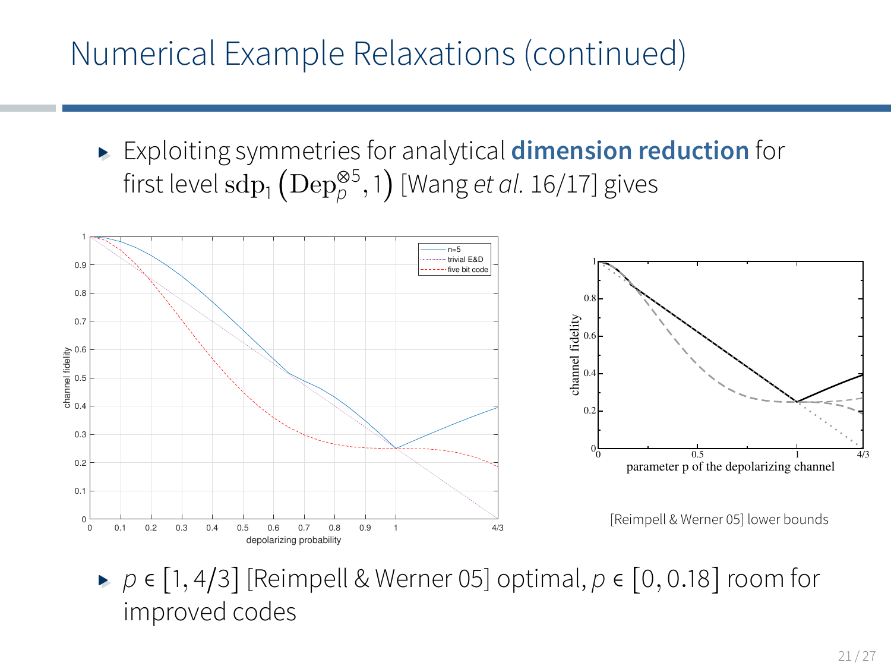# Numerical Example Relaxations (continued)

- Exploiting symmetries for analytical **dimension reduction** for first level $\mathrm{sdp}_1\left(\mathrm{Dep}_p^{\otimes 5}, 1\right)$ [Wang *et al.* 16/17] gives

[Reimpell & Werner 05] lower bounds

- $p \in [1, 4/3]$ [Reimpell & Werner 05] optimal, $p \in [0, 0.18]$ room for improved codes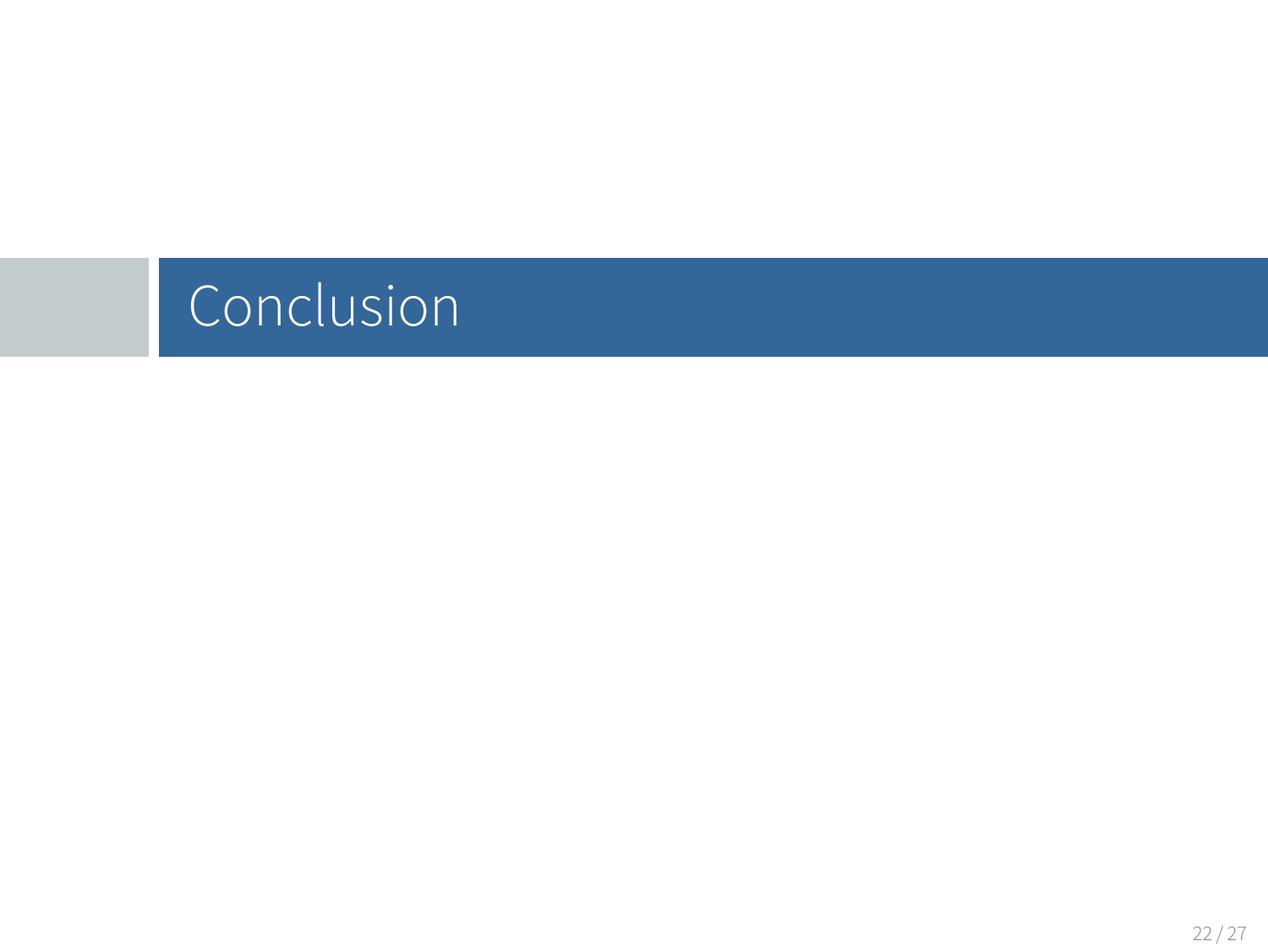# Conclusion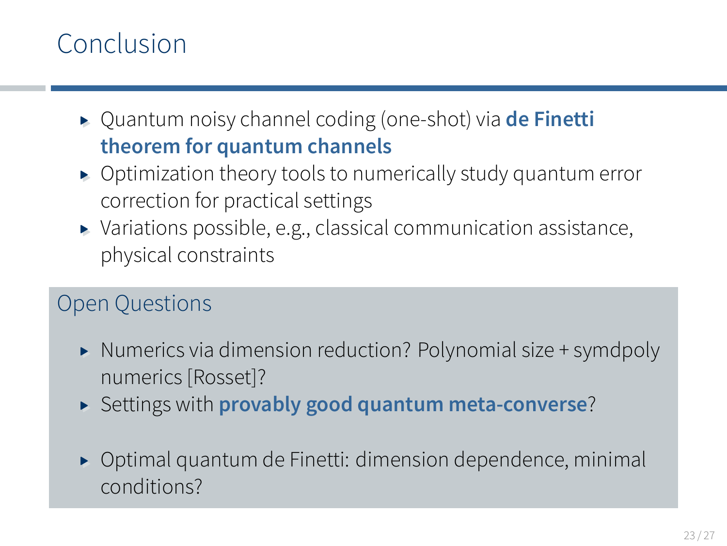# Conclusion

- Quantum noisy channel coding (one-shot) via **de Finetti theorem for quantum channels**
- Optimization theory tools to numerically study quantum error correction for practical settings
- Variations possible, e.g., classical communication assistance, physical constraints

## Open Questions

- Numerics via dimension reduction? Polynomial size + symdpoly numerics [Rosset]?
- Settings with **provably good quantum meta-converse**?
- Optimal quantum de Finetti: dimension dependence, minimal conditions?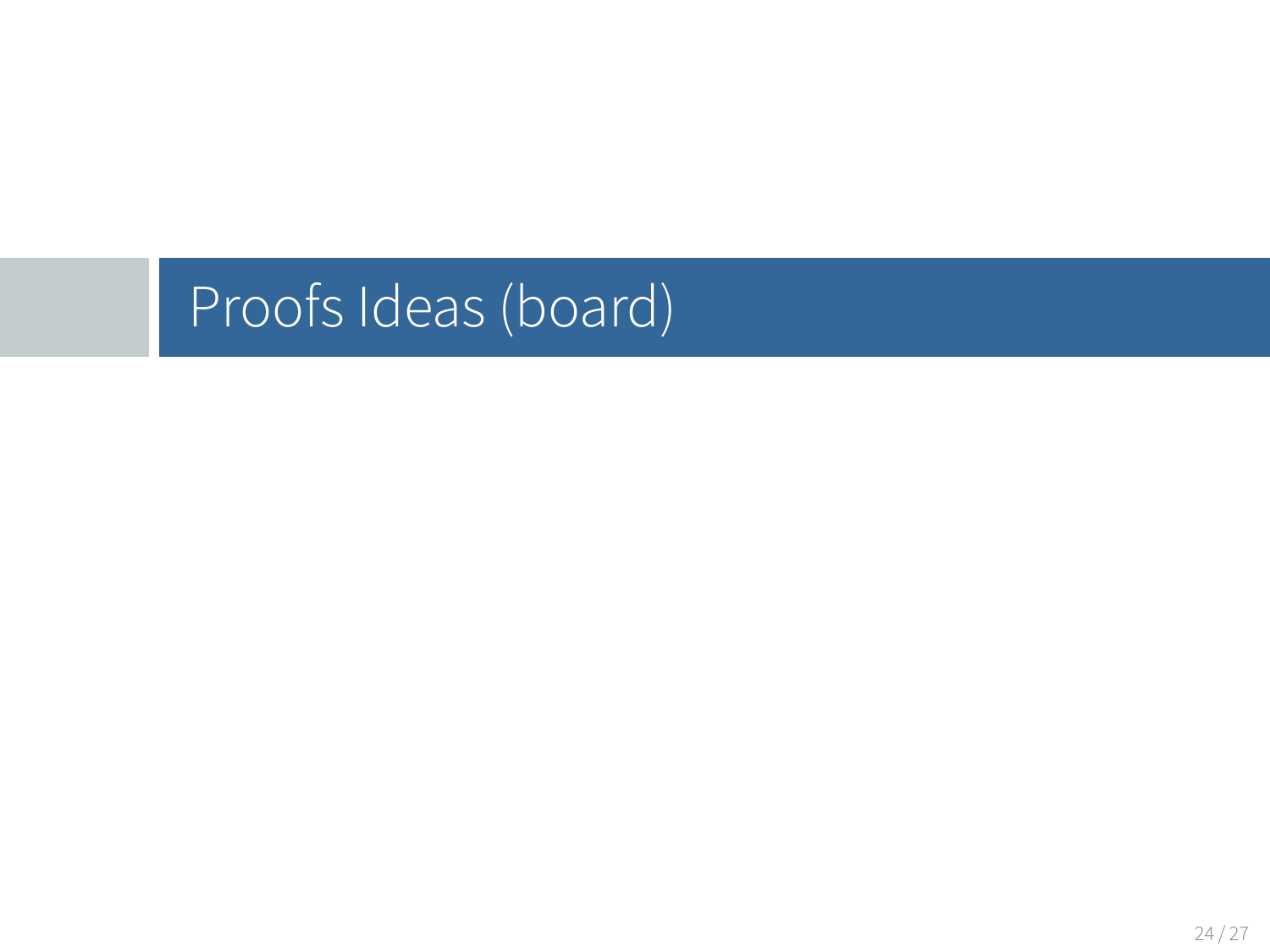# Proofs Ideas (board)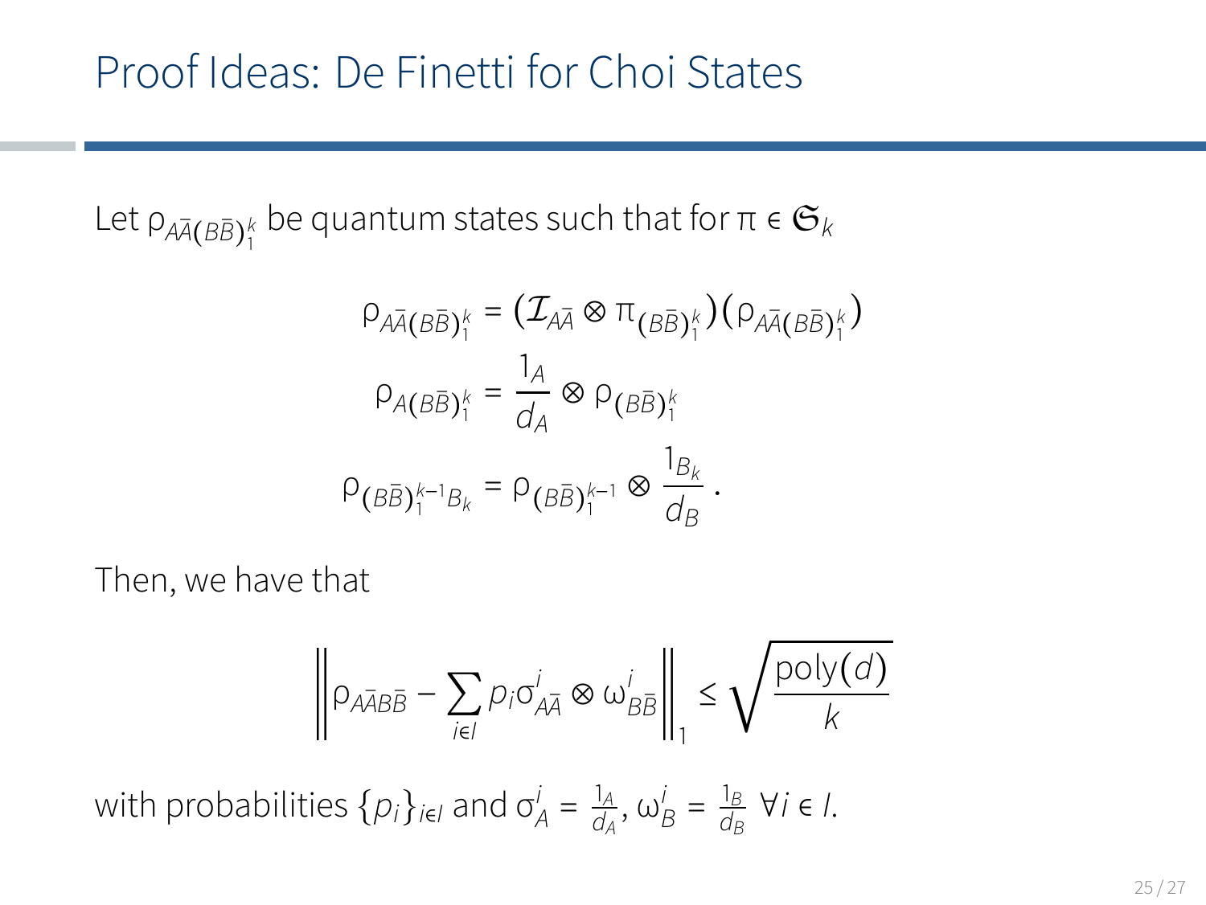# Proof Ideas: De Finetti for Choi States

Let $\rho_{A\bar{A}(B\bar{B})_1^k}$ be quantum states such that for $\pi \in \mathfrak{S}_k$

$$
\begin{aligned}
\rho_{A\bar{A}(B\bar{B})_1^k} &= (\mathcal{I}_{A\bar{A}} \otimes \pi_{(B\bar{B})_1^k})(\rho_{A\bar{A}(B\bar{B})_1^k}) \\
\rho_{A(B\bar{B})_1^k} &= \frac{1_A}{d_A} \otimes \rho_{(B\bar{B})_1^k} \\
\rho_{(B\bar{B})_1^{k-1}B_k} &= \rho_{(B\bar{B})_1^{k-1}} \otimes \frac{1_{B_k}}{d_B}\,.
\end{aligned}
$$

Then, we have that

$$
\left\| \rho_{A\bar{A}B\bar{B}} - \sum_{i \in I} p_i \sigma^i_{A\bar{A}} \otimes \omega^i_{B\bar{B}} \right\|_1 \leq \sqrt{\frac{\mathrm{poly}(d)}{k}}
$$

with probabilities $\{p_i\}_{i \in I}$ and $\sigma^i_A = \frac{1_A}{d_A}$, $\omega^i_B = \frac{1_B}{d_B}$ $\forall i \in I$.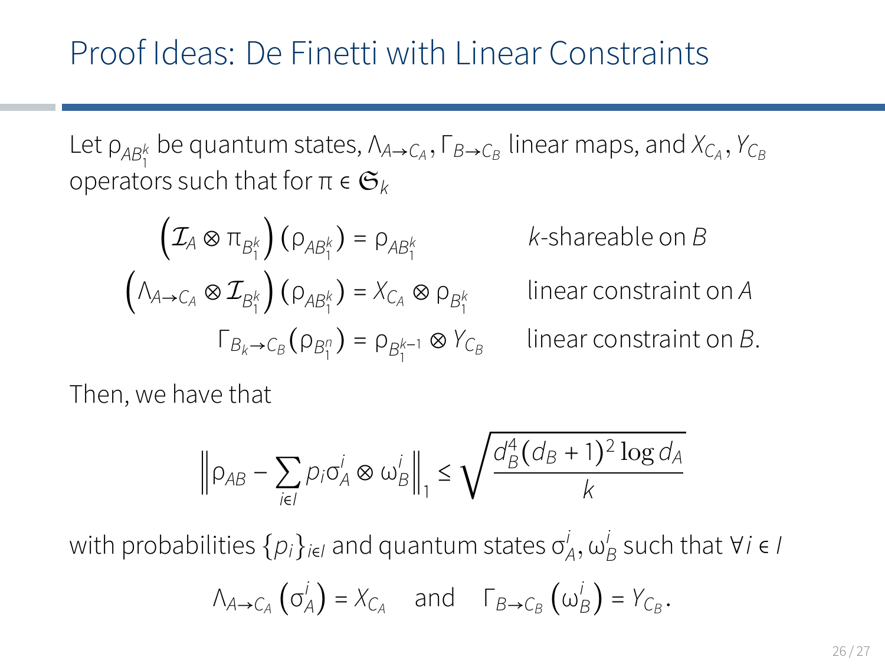# Proof Ideas: De Finetti with Linear Constraints

Let $\rho_{AB_1^k}$ be quantum states, $\Lambda_{A\to C_A}, \Gamma_{B\to C_B}$ linear maps, and $X_{C_A}, Y_{C_B}$ operators such that for $\pi \in \mathfrak{S}_k$

$$\left(\mathcal{I}_A \otimes \pi_{B_1^k}\right)\left(\rho_{AB_1^k}\right) = \rho_{AB_1^k} \qquad k\text{-shareable on } B$$

$$\left(\Lambda_{A\to C_A} \otimes \mathcal{I}_{B_1^k}\right)\left(\rho_{AB_1^k}\right) = X_{C_A} \otimes \rho_{B_1^k} \qquad \text{linear constraint on } A$$

$$\Gamma_{B_k\to C_B}\left(\rho_{B_1^n}\right) = \rho_{B_1^{k-1}} \otimes Y_{C_B} \qquad \text{linear constraint on } B.$$

Then, we have that

$$\left\|\rho_{AB} - \sum_{i\in I} p_i \sigma_A^i \otimes \omega_B^i\right\|_1 \leq \sqrt{\frac{d_B^4 (d_B+1)^2 \log d_A}{k}}$$

with probabilities $\{p_i\}_{i\in I}$ and quantum states $\sigma_A^i, \omega_B^i$ such that $\forall i \in I$

$$\Lambda_{A\to C_A}\left(\sigma_A^i\right) = X_{C_A} \quad \text{and} \quad \Gamma_{B\to C_B}\left(\omega_B^i\right) = Y_{C_B}.$$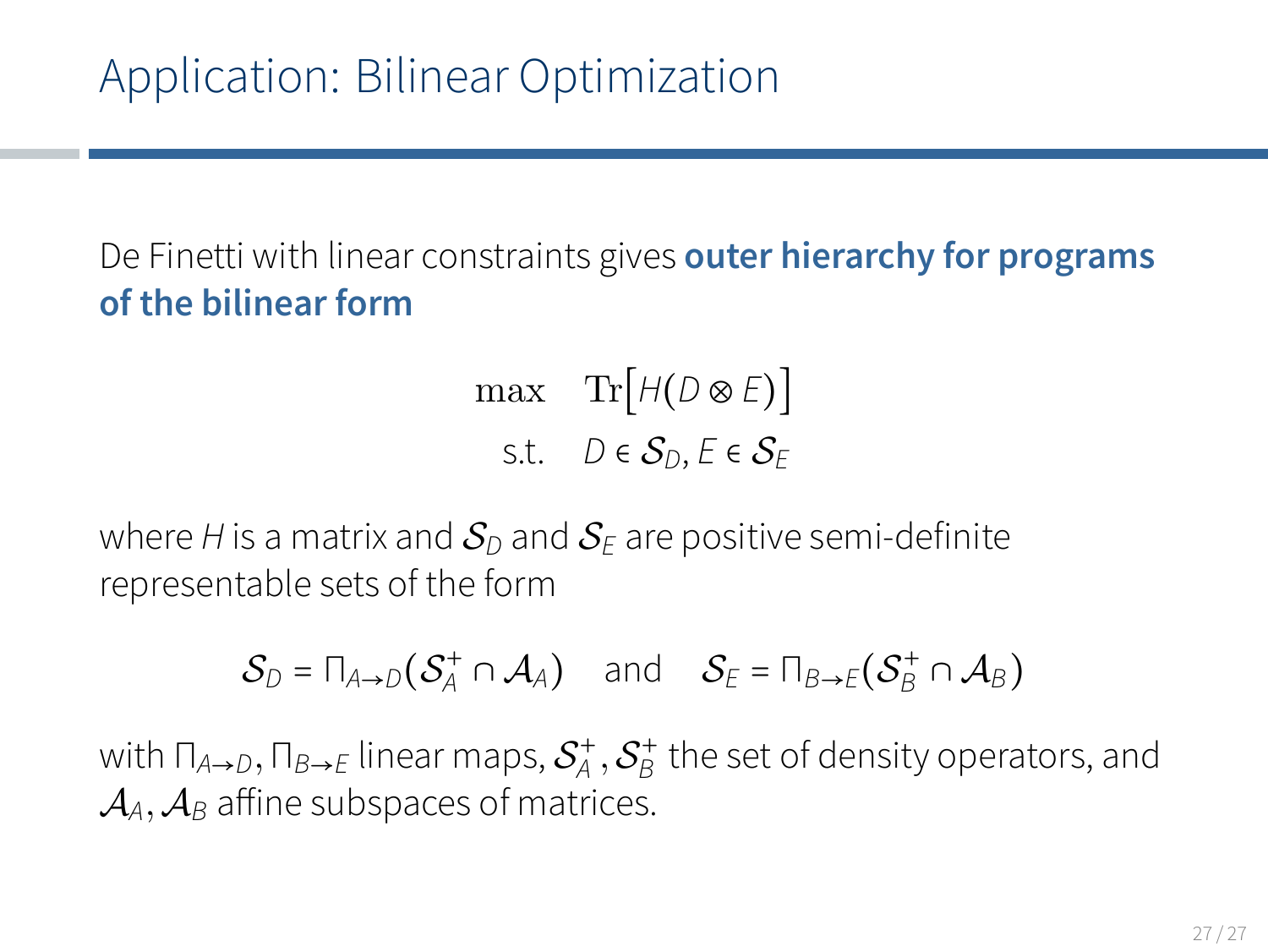# Application: Bilinear Optimization

De Finetti with linear constraints gives **outer hierarchy for programs of the bilinear form**

$$\begin{aligned} \max \quad & \mathrm{Tr}\big[H(D \otimes E)\big] \\ \text{s.t.} \quad & D \in \mathcal{S}_D, E \in \mathcal{S}_E \end{aligned}$$

where $H$ is a matrix and $\mathcal{S}_D$ and $\mathcal{S}_E$ are positive semi-definite representable sets of the form

$$\mathcal{S}_D = \Pi_{A \to D}(\mathcal{S}_A^+ \cap \mathcal{A}_A) \quad \text{and} \quad \mathcal{S}_E = \Pi_{B \to E}(\mathcal{S}_B^+ \cap \mathcal{A}_B)$$

with $\Pi_{A \to D}, \Pi_{B \to E}$ linear maps, $\mathcal{S}_A^+, \mathcal{S}_B^+$ the set of density operators, and $\mathcal{A}_A, \mathcal{A}_B$ affine subspaces of matrices.